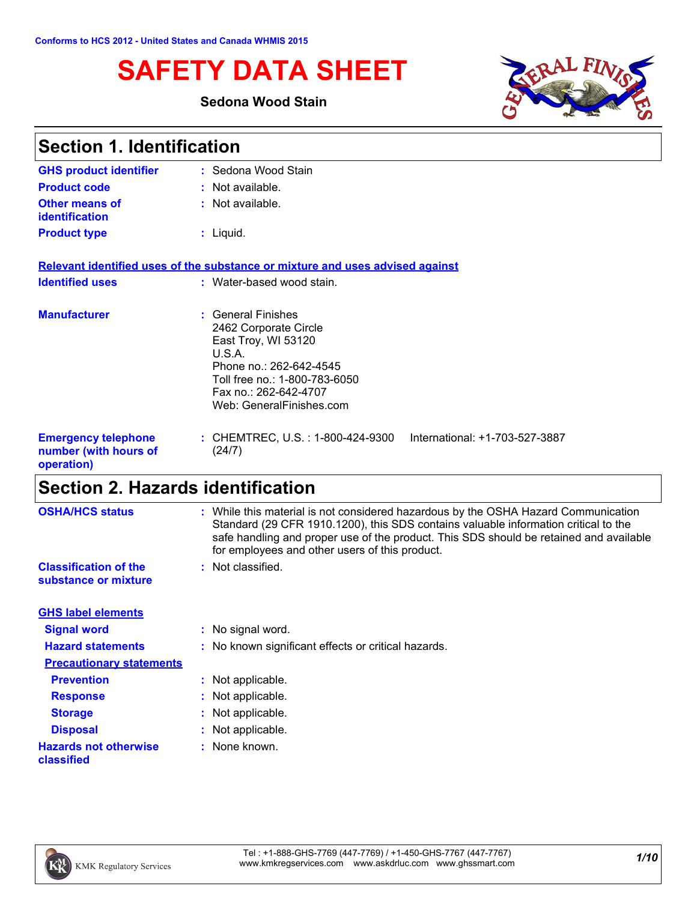Conforms to HCS 2012 - United States and Canada WHMIS 2015

# SAFETY DATA SHEET

**Sedona Wood Stain**

## Section 1. Identification

| | | |
|---|---|---|
| **GHS product identifier** | : | Sedona Wood Stain |
| **Product code** | : | Not available. |
| **Other means of identification** | : | Not available. |
| **Product type** | : | Liquid. |

**Relevant identified uses of the substance or mixture and uses advised against**

| | | |
|---|---|---|
| **Identified uses** | : | Water-based wood stain. |
| **Manufacturer** | : | General Finishes<br>2462 Corporate Circle<br>East Troy, WI 53120<br>U.S.A.<br>Phone no.: 262-642-4545<br>Toll free no.: 1-800-783-6050<br>Fax no.: 262-642-4707<br>Web: GeneralFinishes.com |
| **Emergency telephone number (with hours of operation)** | : | CHEMTREC, U.S. : 1-800-424-9300 International: +1-703-527-3887 (24/7) |

## Section 2. Hazards identification

| | | |
|---|---|---|
| **OSHA/HCS status** | : | While this material is not considered hazardous by the OSHA Hazard Communication Standard (29 CFR 1910.1200), this SDS contains valuable information critical to the safe handling and proper use of the product. This SDS should be retained and available for employees and other users of this product. |
| **Classification of the substance or mixture** | : | Not classified. |

**GHS label elements**

| | | |
|---|---|---|
| **Signal word** | : | No signal word. |
| **Hazard statements** | : | No known significant effects or critical hazards. |

**Precautionary statements**

| | | |
|---|---|---|
| **Prevention** | : | Not applicable. |
| **Response** | : | Not applicable. |
| **Storage** | : | Not applicable. |
| **Disposal** | : | Not applicable. |
| **Hazards not otherwise classified** | : | None known. |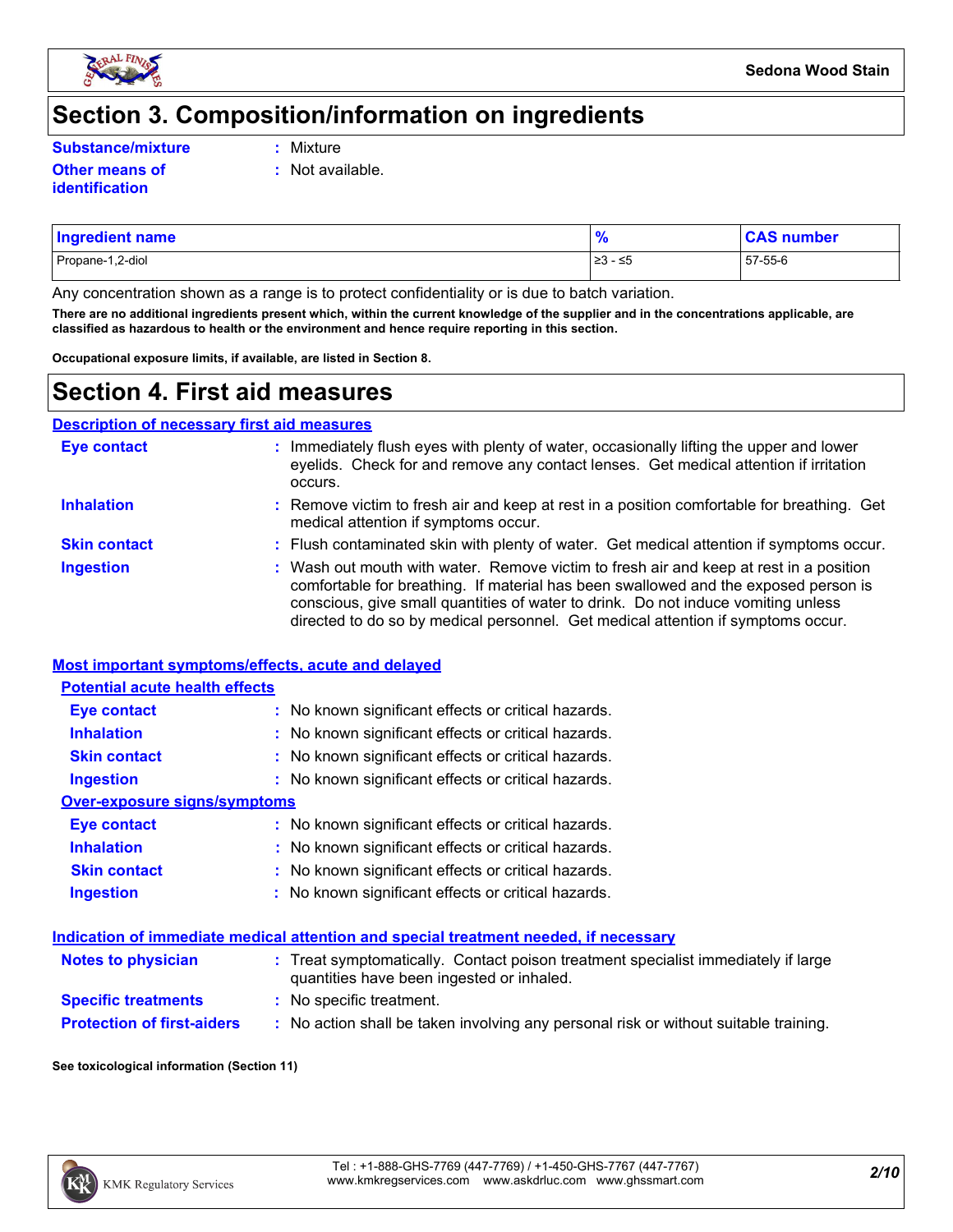# Section 3. Composition/information on ingredients

**Substance/mixture** : Mixture

**Other means of identification** : Not available.

| Ingredient name | % | CAS number |
|---|---|---|
| Propane-1,2-diol | ≥3 - ≤5 | 57-55-6 |

Any concentration shown as a range is to protect confidentiality or is due to batch variation.

**There are no additional ingredients present which, within the current knowledge of the supplier and in the concentrations applicable, are classified as hazardous to health or the environment and hence require reporting in this section.**

**Occupational exposure limits, if available, are listed in Section 8.**

# Section 4. First aid measures

## Description of necessary first aid measures

**Eye contact** : Immediately flush eyes with plenty of water, occasionally lifting the upper and lower eyelids. Check for and remove any contact lenses. Get medical attention if irritation occurs.

**Inhalation** : Remove victim to fresh air and keep at rest in a position comfortable for breathing. Get medical attention if symptoms occur.

**Skin contact** : Flush contaminated skin with plenty of water. Get medical attention if symptoms occur.

**Ingestion** : Wash out mouth with water. Remove victim to fresh air and keep at rest in a position comfortable for breathing. If material has been swallowed and the exposed person is conscious, give small quantities of water to drink. Do not induce vomiting unless directed to do so by medical personnel. Get medical attention if symptoms occur.

## Most important symptoms/effects, acute and delayed

### Potential acute health effects

**Eye contact** : No known significant effects or critical hazards.

**Inhalation** : No known significant effects or critical hazards.

**Skin contact** : No known significant effects or critical hazards.

**Ingestion** : No known significant effects or critical hazards.

### Over-exposure signs/symptoms

**Eye contact** : No known significant effects or critical hazards.

**Inhalation** : No known significant effects or critical hazards.

**Skin contact** : No known significant effects or critical hazards.

**Ingestion** : No known significant effects or critical hazards.

## Indication of immediate medical attention and special treatment needed, if necessary

**Notes to physician** : Treat symptomatically. Contact poison treatment specialist immediately if large quantities have been ingested or inhaled.

**Specific treatments** : No specific treatment.

**Protection of first-aiders** : No action shall be taken involving any personal risk or without suitable training.

**See toxicological information (Section 11)**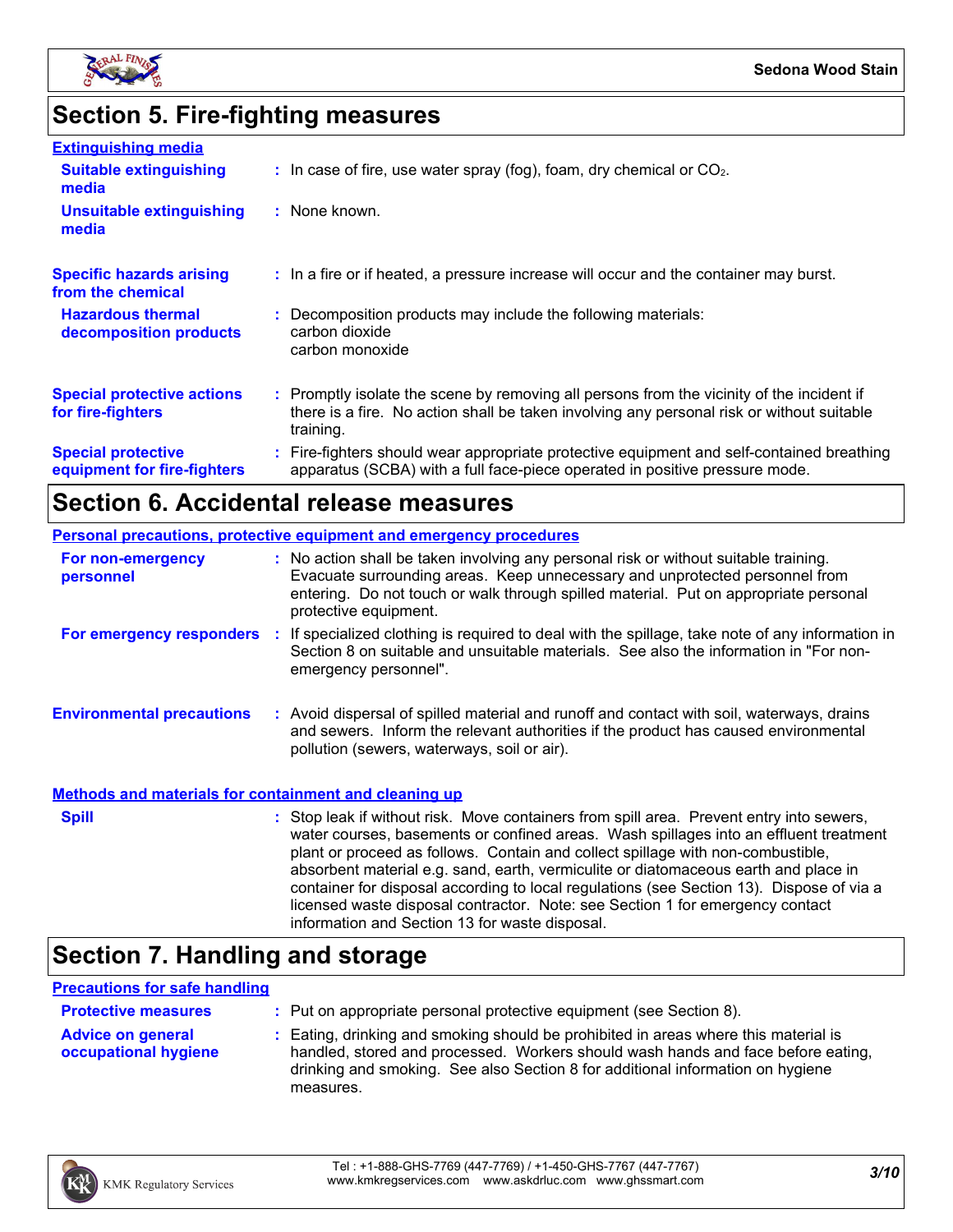## Section 5. Fire-fighting measures

### Extinguishing media

**Suitable extinguishing media** : In case of fire, use water spray (fog), foam, dry chemical or $CO_2$.

**Unsuitable extinguishing media** : None known.

**Specific hazards arising from the chemical** : In a fire or if heated, a pressure increase will occur and the container may burst.

**Hazardous thermal decomposition products** : Decomposition products may include the following materials:
carbon dioxide
carbon monoxide

**Special protective actions for fire-fighters** : Promptly isolate the scene by removing all persons from the vicinity of the incident if there is a fire. No action shall be taken involving any personal risk or without suitable training.

**Special protective equipment for fire-fighters** : Fire-fighters should wear appropriate protective equipment and self-contained breathing apparatus (SCBA) with a full face-piece operated in positive pressure mode.

## Section 6. Accidental release measures

### Personal precautions, protective equipment and emergency procedures

**For non-emergency personnel** : No action shall be taken involving any personal risk or without suitable training. Evacuate surrounding areas. Keep unnecessary and unprotected personnel from entering. Do not touch or walk through spilled material. Put on appropriate personal protective equipment.

**For emergency responders** : If specialized clothing is required to deal with the spillage, take note of any information in Section 8 on suitable and unsuitable materials. See also the information in "For non-emergency personnel".

**Environmental precautions** : Avoid dispersal of spilled material and runoff and contact with soil, waterways, drains and sewers. Inform the relevant authorities if the product has caused environmental pollution (sewers, waterways, soil or air).

### Methods and materials for containment and cleaning up

**Spill** : Stop leak if without risk. Move containers from spill area. Prevent entry into sewers, water courses, basements or confined areas. Wash spillages into an effluent treatment plant or proceed as follows. Contain and collect spillage with non-combustible, absorbent material e.g. sand, earth, vermiculite or diatomaceous earth and place in container for disposal according to local regulations (see Section 13). Dispose of via a licensed waste disposal contractor. Note: see Section 1 for emergency contact information and Section 13 for waste disposal.

## Section 7. Handling and storage

### Precautions for safe handling

**Protective measures** : Put on appropriate personal protective equipment (see Section 8).

**Advice on general occupational hygiene** : Eating, drinking and smoking should be prohibited in areas where this material is handled, stored and processed. Workers should wash hands and face before eating, drinking and smoking. See also Section 8 for additional information on hygiene measures.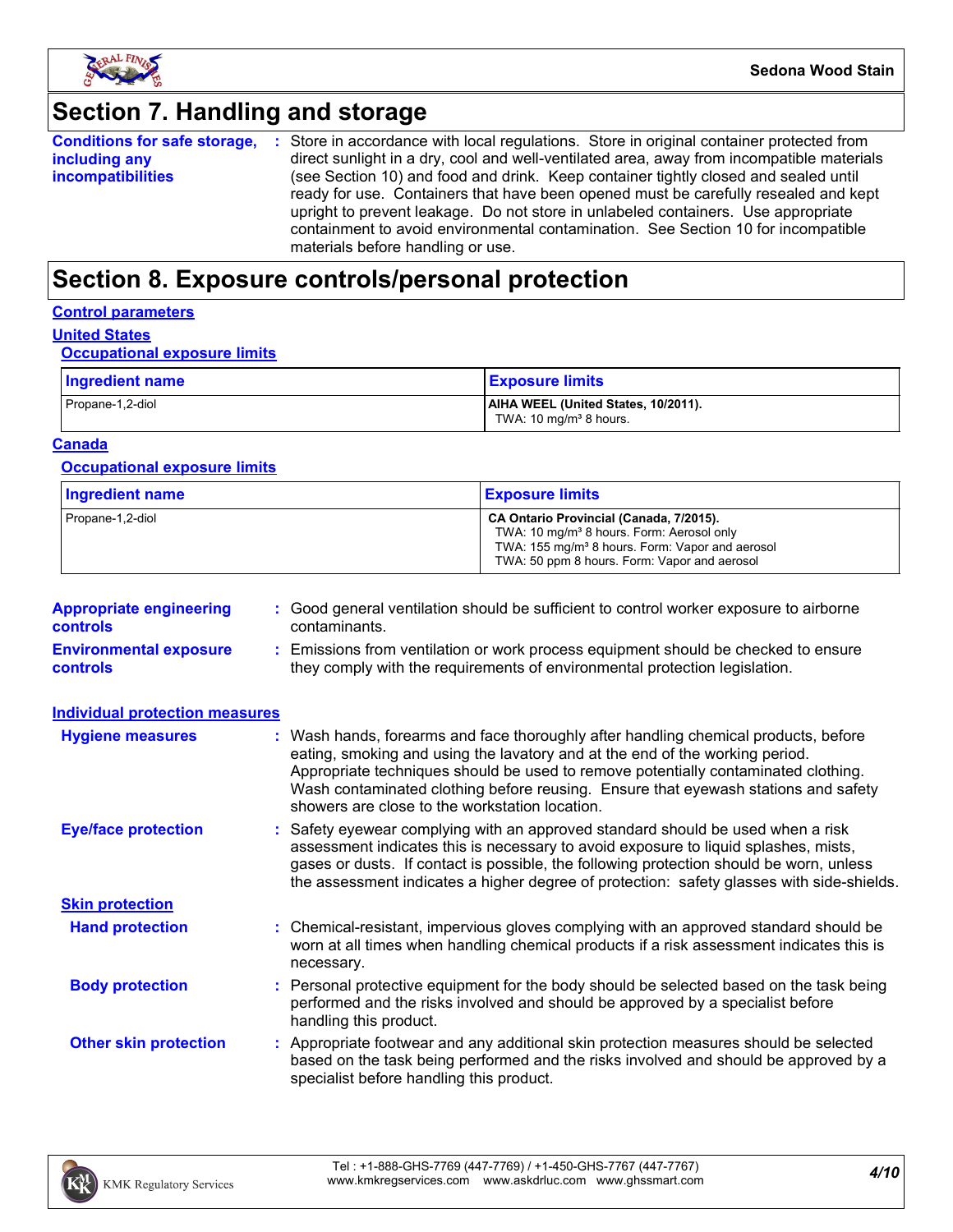## Section 7. Handling and storage

**Conditions for safe storage, including any incompatibilities** : Store in accordance with local regulations. Store in original container protected from direct sunlight in a dry, cool and well-ventilated area, away from incompatible materials (see Section 10) and food and drink. Keep container tightly closed and sealed until ready for use. Containers that have been opened must be carefully resealed and kept upright to prevent leakage. Do not store in unlabeled containers. Use appropriate containment to avoid environmental contamination. See Section 10 for incompatible materials before handling or use.

## Section 8. Exposure controls/personal protection

### Control parameters

#### United States

**Occupational exposure limits**

| Ingredient name | Exposure limits |
|---|---|
| Propane-1,2-diol | **AIHA WEEL (United States, 10/2011).** TWA: 10 mg/m³ 8 hours. |

#### Canada

**Occupational exposure limits**

| Ingredient name | Exposure limits |
|---|---|
| Propane-1,2-diol | **CA Ontario Provincial (Canada, 7/2015).** TWA: 10 mg/m³ 8 hours. Form: Aerosol only TWA: 155 mg/m³ 8 hours. Form: Vapor and aerosol TWA: 50 ppm 8 hours. Form: Vapor and aerosol |

**Appropriate engineering controls** : Good general ventilation should be sufficient to control worker exposure to airborne contaminants.

**Environmental exposure controls** : Emissions from ventilation or work process equipment should be checked to ensure they comply with the requirements of environmental protection legislation.

### Individual protection measures

**Hygiene measures** : Wash hands, forearms and face thoroughly after handling chemical products, before eating, smoking and using the lavatory and at the end of the working period. Appropriate techniques should be used to remove potentially contaminated clothing. Wash contaminated clothing before reusing. Ensure that eyewash stations and safety showers are close to the workstation location.

**Eye/face protection** : Safety eyewear complying with an approved standard should be used when a risk assessment indicates this is necessary to avoid exposure to liquid splashes, mists, gases or dusts. If contact is possible, the following protection should be worn, unless the assessment indicates a higher degree of protection: safety glasses with side-shields.

**Skin protection**

**Hand protection** : Chemical-resistant, impervious gloves complying with an approved standard should be worn at all times when handling chemical products if a risk assessment indicates this is necessary.

**Body protection** : Personal protective equipment for the body should be selected based on the task being performed and the risks involved and should be approved by a specialist before handling this product.

**Other skin protection** : Appropriate footwear and any additional skin protection measures should be selected based on the task being performed and the risks involved and should be approved by a specialist before handling this product.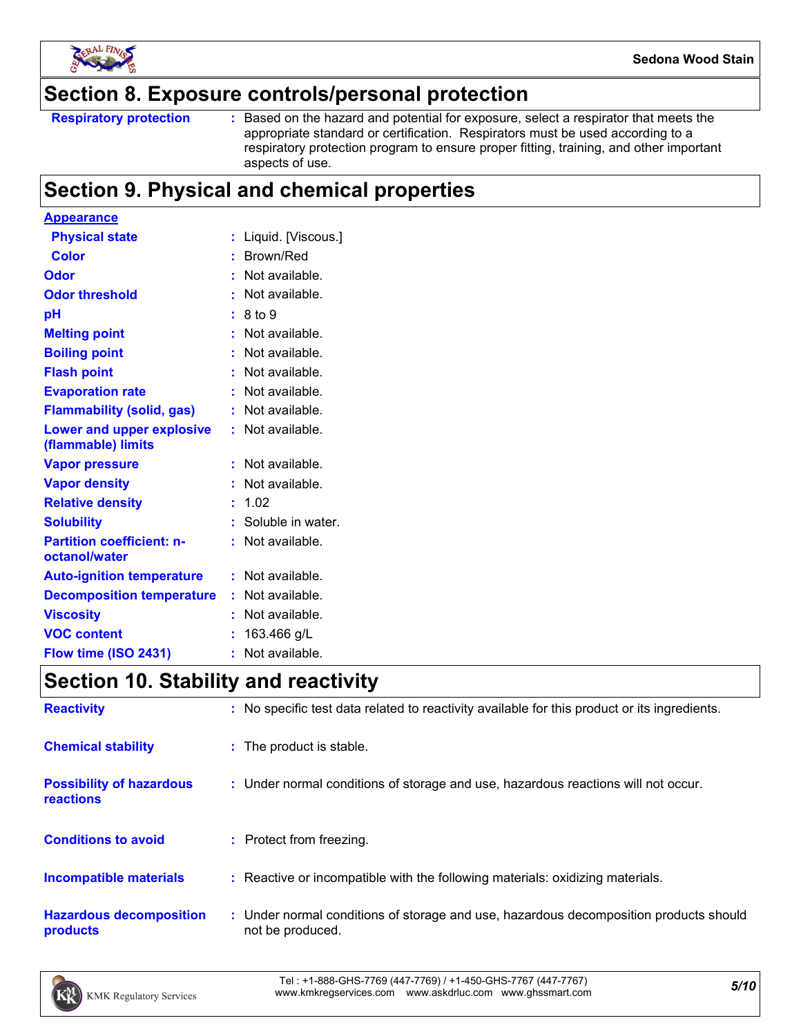## Section 8. Exposure controls/personal protection

| | |
|---|---|
| **Respiratory protection** | : Based on the hazard and potential for exposure, select a respirator that meets the appropriate standard or certification. Respirators must be used according to a respiratory protection program to ensure proper fitting, training, and other important aspects of use. |

## Section 9. Physical and chemical properties

**Appearance**

| | |
|---|---|
| **Physical state** | : Liquid. [Viscous.] |
| **Color** | : Brown/Red |
| **Odor** | : Not available. |
| **Odor threshold** | : Not available. |
| **pH** | : 8 to 9 |
| **Melting point** | : Not available. |
| **Boiling point** | : Not available. |
| **Flash point** | : Not available. |
| **Evaporation rate** | : Not available. |
| **Flammability (solid, gas)** | : Not available. |
| **Lower and upper explosive (flammable) limits** | : Not available. |
| **Vapor pressure** | : Not available. |
| **Vapor density** | : Not available. |
| **Relative density** | : 1.02 |
| **Solubility** | : Soluble in water. |
| **Partition coefficient: n-octanol/water** | : Not available. |
| **Auto-ignition temperature** | : Not available. |
| **Decomposition temperature** | : Not available. |
| **Viscosity** | : Not available. |
| **VOC content** | : 163.466 g/L |
| **Flow time (ISO 2431)** | : Not available. |

## Section 10. Stability and reactivity

| | |
|---|---|
| **Reactivity** | : No specific test data related to reactivity available for this product or its ingredients. |
| **Chemical stability** | : The product is stable. |
| **Possibility of hazardous reactions** | : Under normal conditions of storage and use, hazardous reactions will not occur. |
| **Conditions to avoid** | : Protect from freezing. |
| **Incompatible materials** | : Reactive or incompatible with the following materials: oxidizing materials. |
| **Hazardous decomposition products** | : Under normal conditions of storage and use, hazardous decomposition products should not be produced. |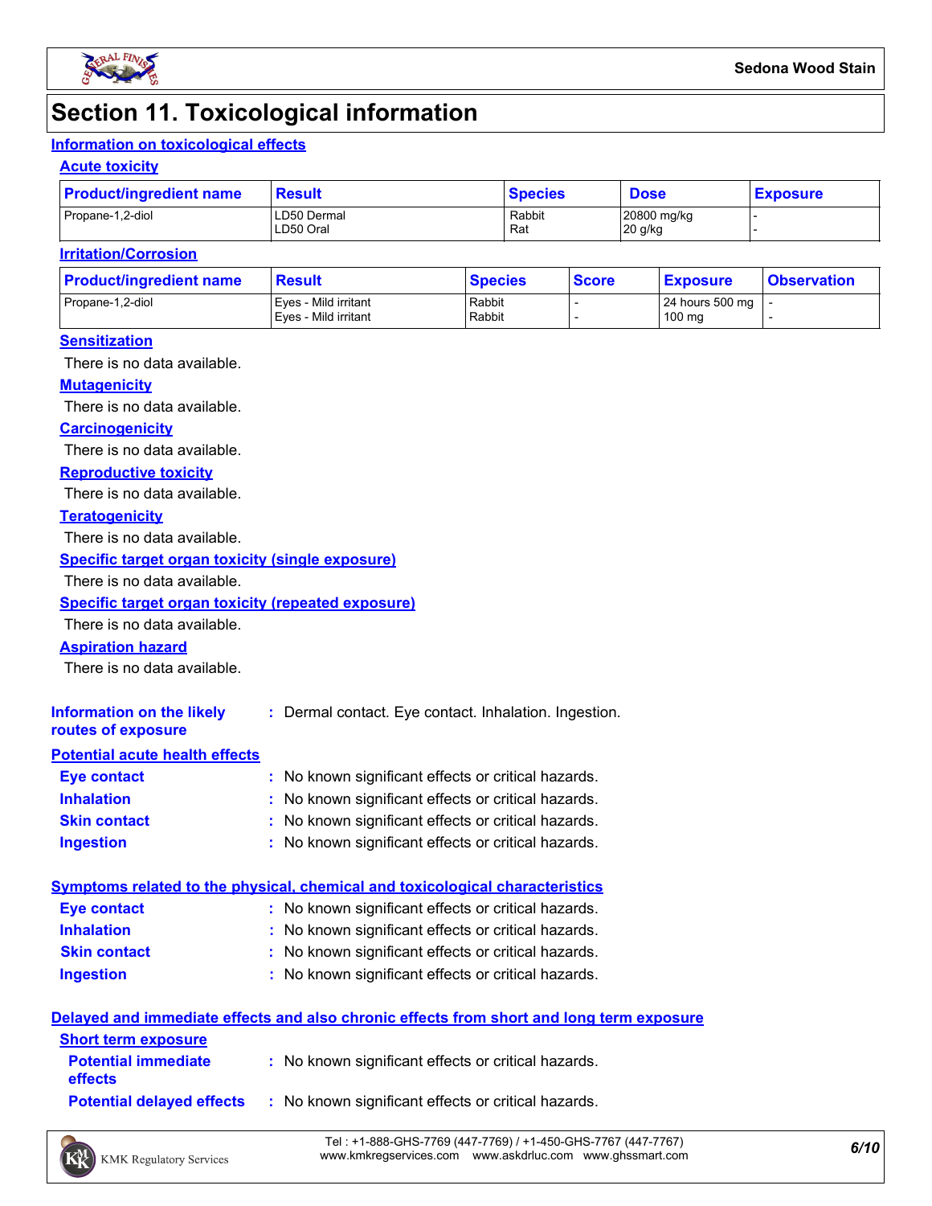# Section 11. Toxicological information

## Information on toxicological effects

### Acute toxicity

| Product/ingredient name | Result | Species | Dose | Exposure |
|---|---|---|---|---|
| Propane-1,2-diol | LD50 Dermal<br>LD50 Oral | Rabbit<br>Rat | 20800 mg/kg<br>20 g/kg | -<br>- |

### Irritation/Corrosion

| Product/ingredient name | Result | Species | Score | Exposure | Observation |
|---|---|---|---|---|---|
| Propane-1,2-diol | Eyes - Mild irritant<br>Eyes - Mild irritant | Rabbit<br>Rabbit | -<br>- | 24 hours 500 mg<br>100 mg | -<br>- |

### Sensitization

There is no data available.

### Mutagenicity

There is no data available.

### Carcinogenicity

There is no data available.

### Reproductive toxicity

There is no data available.

### Teratogenicity

There is no data available.

### Specific target organ toxicity (single exposure)

There is no data available.

### Specific target organ toxicity (repeated exposure)

There is no data available.

### Aspiration hazard

There is no data available.

**Information on the likely routes of exposure** : Dermal contact. Eye contact. Inhalation. Ingestion.

## Potential acute health effects

**Eye contact** : No known significant effects or critical hazards.

**Inhalation** : No known significant effects or critical hazards.

**Skin contact** : No known significant effects or critical hazards.

**Ingestion** : No known significant effects or critical hazards.

## Symptoms related to the physical, chemical and toxicological characteristics

**Eye contact** : No known significant effects or critical hazards.

**Inhalation** : No known significant effects or critical hazards.

**Skin contact** : No known significant effects or critical hazards.

**Ingestion** : No known significant effects or critical hazards.

## Delayed and immediate effects and also chronic effects from short and long term exposure

### Short term exposure

**Potential immediate effects** : No known significant effects or critical hazards.

**Potential delayed effects** : No known significant effects or critical hazards.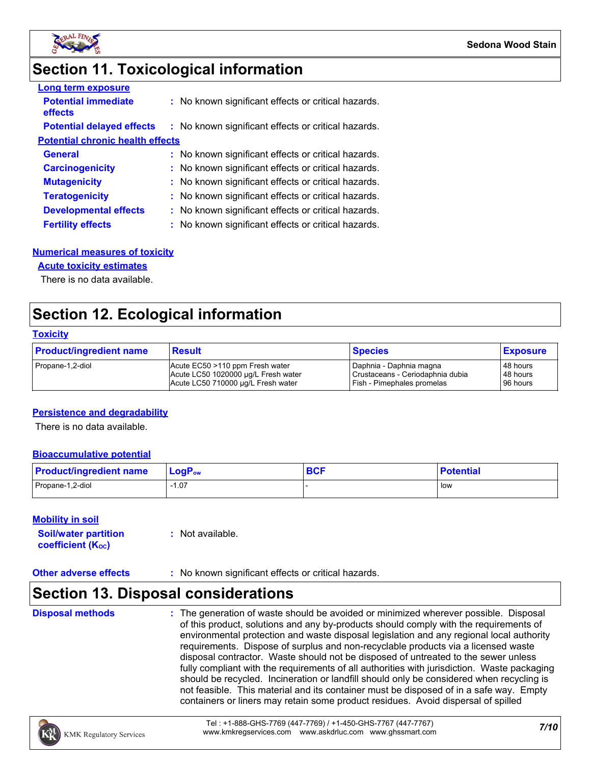## Section 11. Toxicological information

**Long term exposure**

**Potential immediate effects** : No known significant effects or critical hazards.

**Potential delayed effects** : No known significant effects or critical hazards.

**Potential chronic health effects**

**General** : No known significant effects or critical hazards.

**Carcinogenicity** : No known significant effects or critical hazards.

**Mutagenicity** : No known significant effects or critical hazards.

**Teratogenicity** : No known significant effects or critical hazards.

**Developmental effects** : No known significant effects or critical hazards.

**Fertility effects** : No known significant effects or critical hazards.

**Numerical measures of toxicity**

**Acute toxicity estimates**

There is no data available.

## Section 12. Ecological information

**Toxicity**

| Product/ingredient name | Result | Species | Exposure |
|---|---|---|---|
| Propane-1,2-diol | Acute EC50 >110 ppm Fresh water<br>Acute LC50 1020000 µg/L Fresh water<br>Acute LC50 710000 µg/L Fresh water | Daphnia - Daphnia magna<br>Crustaceans - Ceriodaphnia dubia<br>Fish - Pimephales promelas | 48 hours<br>48 hours<br>96 hours |

**Persistence and degradability**

There is no data available.

**Bioaccumulative potential**

| Product/ingredient name | $LogP_{ow}$ | BCF | Potential |
|---|---|---|---|
| Propane-1,2-diol | -1.07 | - | low |

**Mobility in soil**

**Soil/water partition coefficient ($K_{OC}$)** : Not available.

**Other adverse effects** : No known significant effects or critical hazards.

## Section 13. Disposal considerations

**Disposal methods** : The generation of waste should be avoided or minimized wherever possible. Disposal of this product, solutions and any by-products should comply with the requirements of environmental protection and waste disposal legislation and any regional local authority requirements. Dispose of surplus and non-recyclable products via a licensed waste disposal contractor. Waste should not be disposed of untreated to the sewer unless fully compliant with the requirements of all authorities with jurisdiction. Waste packaging should be recycled. Incineration or landfill should only be considered when recycling is not feasible. This material and its container must be disposed of in a safe way. Empty containers or liners may retain some product residues. Avoid dispersal of spilled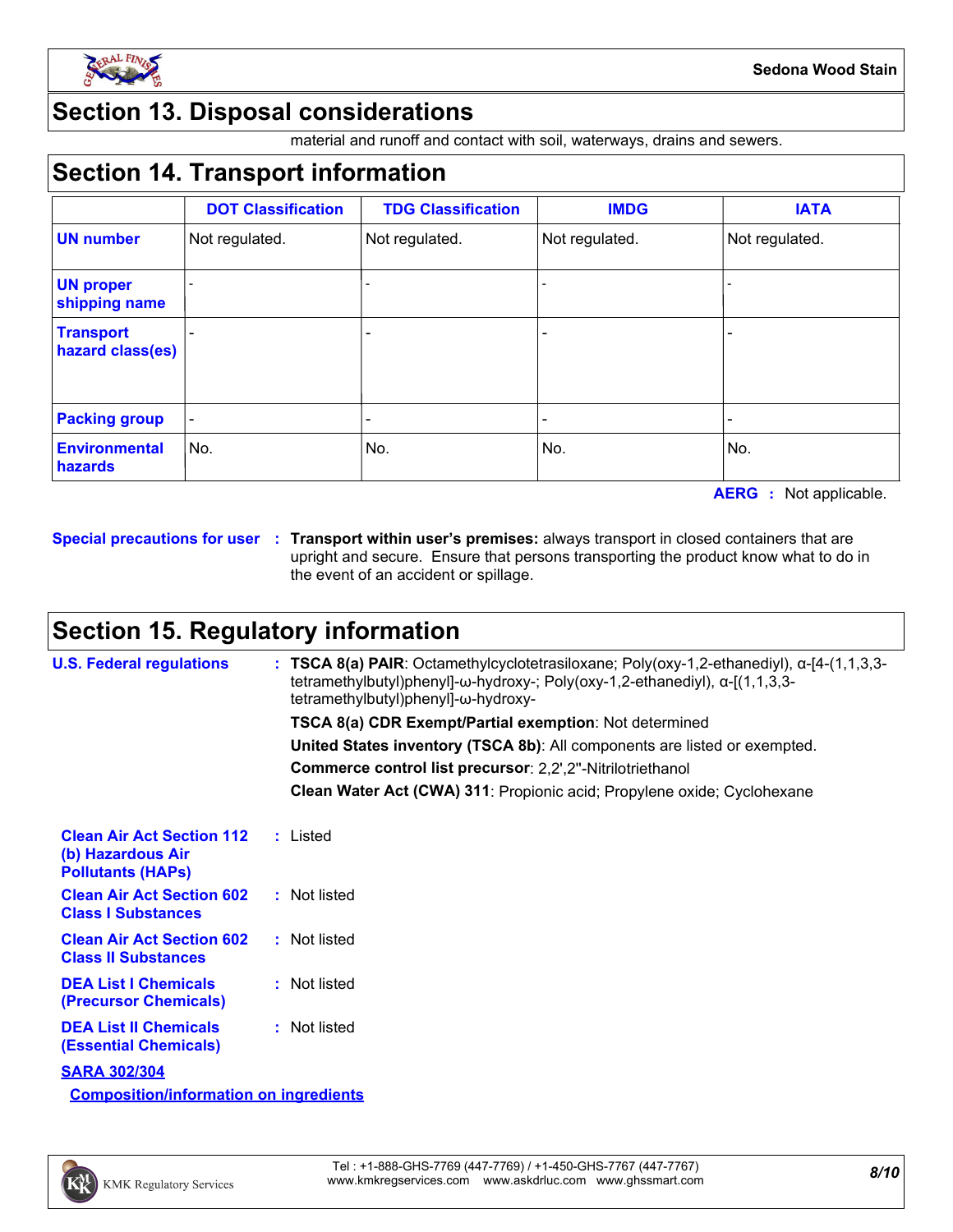## Section 13. Disposal considerations

material and runoff and contact with soil, waterways, drains and sewers.

## Section 14. Transport information

| | DOT Classification | TDG Classification | IMDG | IATA |
|---|---|---|---|---|
| UN number | Not regulated. | Not regulated. | Not regulated. | Not regulated. |
| UN proper shipping name | - | - | - | - |
| Transport hazard class(es) | - | - | - | - |
| Packing group | - | - | - | - |
| Environmental hazards | No. | No. | No. | No. |

**AERG :** Not applicable.

**Special precautions for user** : **Transport within user's premises:** always transport in closed containers that are upright and secure. Ensure that persons transporting the product know what to do in the event of an accident or spillage.

## Section 15. Regulatory information

**U.S. Federal regulations** : **TSCA 8(a) PAIR**: Octamethylcyclotetrasiloxane; Poly(oxy-1,2-ethanediyl), α-[4-(1,1,3,3-tetramethylbutyl)phenyl]-ω-hydroxy-; Poly(oxy-1,2-ethanediyl), α-[(1,1,3,3-tetramethylbutyl)phenyl]-ω-hydroxy-

**TSCA 8(a) CDR Exempt/Partial exemption**: Not determined

**United States inventory (TSCA 8b)**: All components are listed or exempted.

**Commerce control list precursor**: 2,2',2''-Nitrilotriethanol

**Clean Water Act (CWA) 311**: Propionic acid; Propylene oxide; Cyclohexane

**Clean Air Act Section 112 (b) Hazardous Air Pollutants (HAPs)** : Listed

**Clean Air Act Section 602 Class I Substances** : Not listed

**Clean Air Act Section 602 Class II Substances** : Not listed

**DEA List I Chemicals (Precursor Chemicals)** : Not listed

**DEA List II Chemicals (Essential Chemicals)** : Not listed

**SARA 302/304**

**Composition/information on ingredients**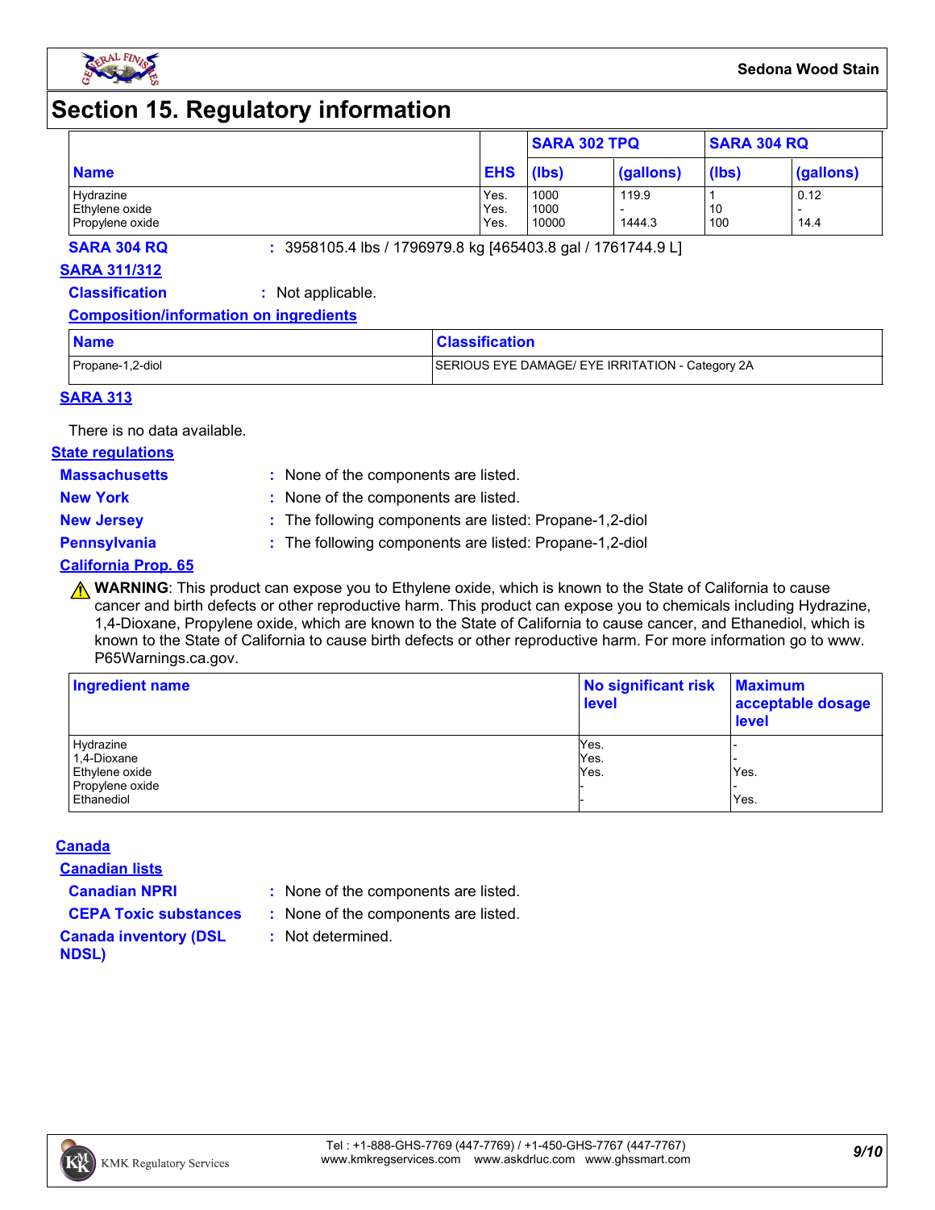# Section 15. Regulatory information

| Name | EHS | SARA 302 TPQ | | SARA 304 RQ | |
|---|---|---|---|---|---|
| | | (lbs) | (gallons) | (lbs) | (gallons) |
| Hydrazine | Yes. | 1000 | 119.9 | 1 | 0.12 |
| Ethylene oxide | Yes. | 1000 | - | 10 | - |
| Propylene oxide | Yes. | 10000 | 1444.3 | 100 | 14.4 |

**SARA 304 RQ** : 3958105.4 lbs / 1796979.8 kg [465403.8 gal / 1761744.9 L]

**SARA 311/312**

**Classification** : Not applicable.

**Composition/information on ingredients**

| Name | Classification |
|---|---|
| Propane-1,2-diol | SERIOUS EYE DAMAGE/ EYE IRRITATION - Category 2A |

**SARA 313**

There is no data available.

**State regulations**

**Massachusetts** : None of the components are listed.

**New York** : None of the components are listed.

**New Jersey** : The following components are listed: Propane-1,2-diol

**Pennsylvania** : The following components are listed: Propane-1,2-diol

**California Prop. 65**

⚠ **WARNING**: This product can expose you to Ethylene oxide, which is known to the State of California to cause cancer and birth defects or other reproductive harm. This product can expose you to chemicals including Hydrazine, 1,4-Dioxane, Propylene oxide, which are known to the State of California to cause cancer, and Ethanediol, which is known to the State of California to cause birth defects or other reproductive harm. For more information go to www. P65Warnings.ca.gov.

| Ingredient name | No significant risk level | Maximum acceptable dosage level |
|---|---|---|
| Hydrazine | Yes. | - |
| 1,4-Dioxane | Yes. | - |
| Ethylene oxide | Yes. | Yes. |
| Propylene oxide | - | - |
| Ethanediol | - | Yes. |

**Canada**

**Canadian lists**

**Canadian NPRI** : None of the components are listed.

**CEPA Toxic substances** : None of the components are listed.

**Canada inventory (DSL NDSL)** : Not determined.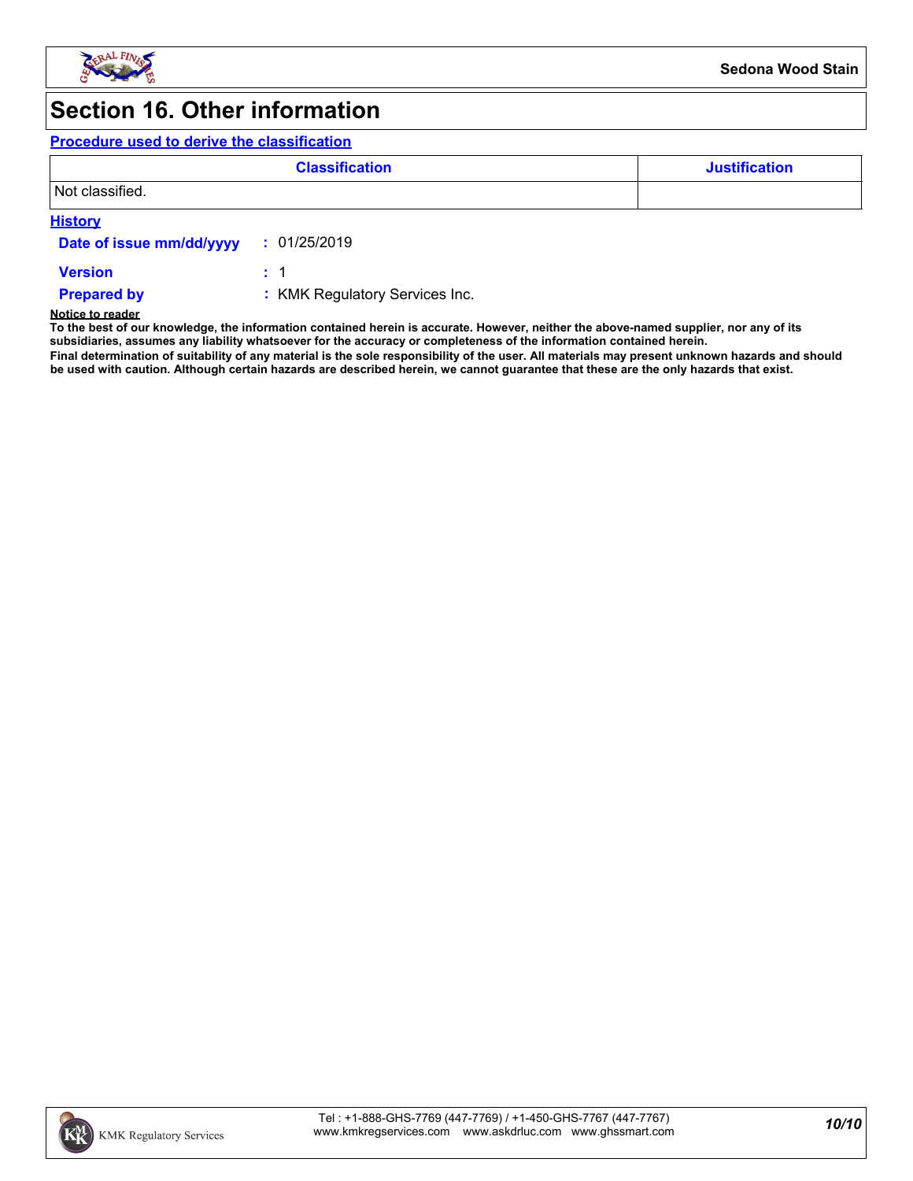# Section 16. Other information

**Procedure used to derive the classification**

| Classification | Justification |
| --- | --- |
| Not classified. | |

**History**

**Date of issue mm/dd/yyyy** : 01/25/2019

**Version** : 1

**Prepared by** : KMK Regulatory Services Inc.

**Notice to reader**

**To the best of our knowledge, the information contained herein is accurate. However, neither the above-named supplier, nor any of its subsidiaries, assumes any liability whatsoever for the accuracy or completeness of the information contained herein.**

**Final determination of suitability of any material is the sole responsibility of the user. All materials may present unknown hazards and should be used with caution. Although certain hazards are described herein, we cannot guarantee that these are the only hazards that exist.**